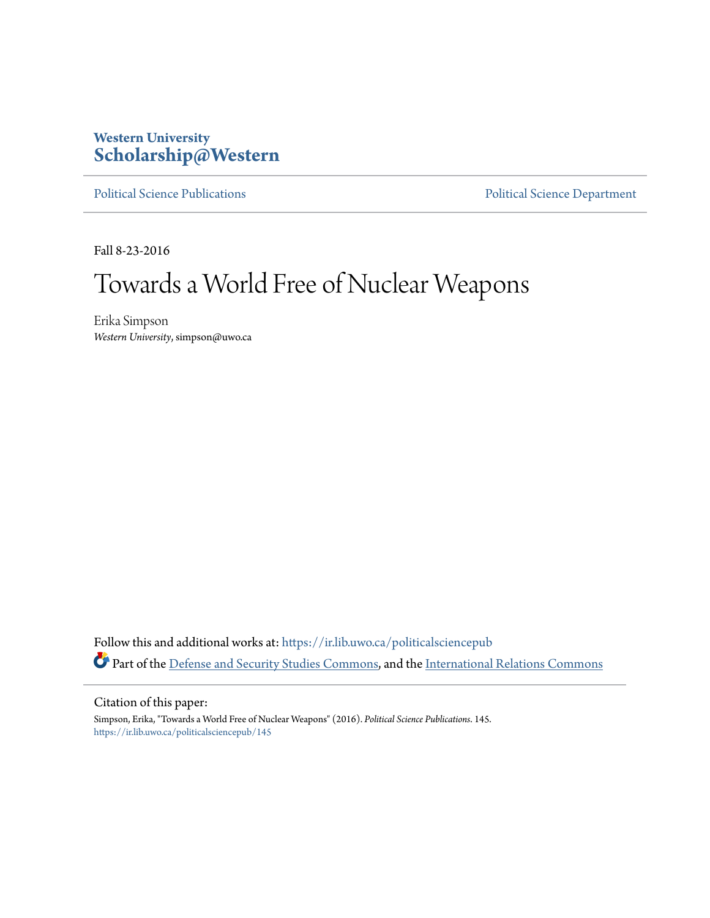Western University
**Scholarship@Western**

Political Science Publications | Political Science Department

Fall 8-23-2016

# Towards a World Free of Nuclear Weapons

Erika Simpson
*Western University*, simpson@uwo.ca

Follow this and additional works at: https://ir.lib.uwo.ca/politicalsciencepub

Part of the Defense and Security Studies Commons, and the International Relations Commons

Citation of this paper:

Simpson, Erika, "Towards a World Free of Nuclear Weapons" (2016). *Political Science Publications*. 145.
https://ir.lib.uwo.ca/politicalsciencepub/145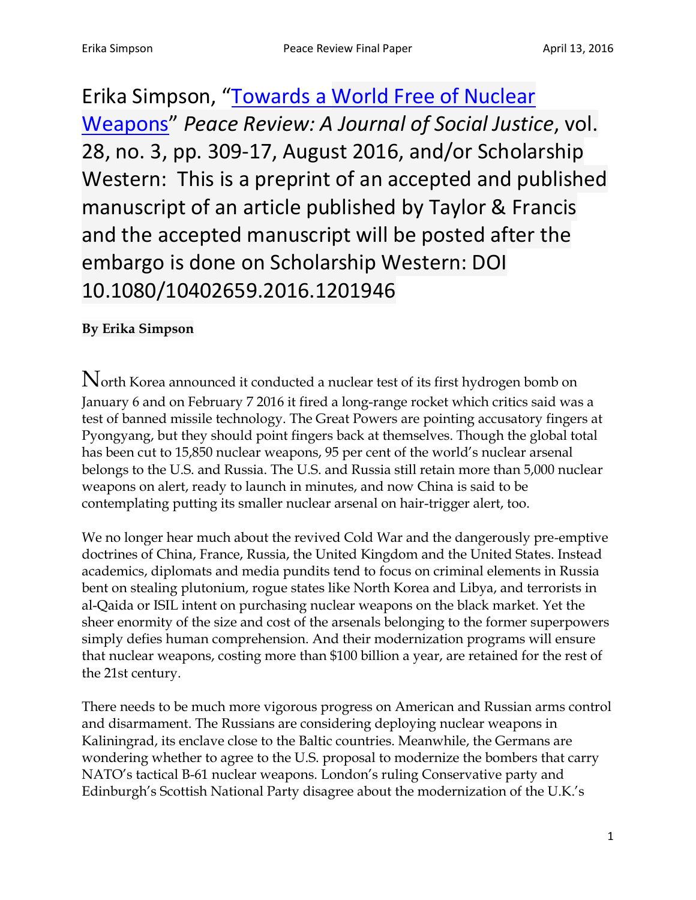Erika Simpson, "[Towards a World Free of Nuclear Weapons](#)" *Peace Review: A Journal of Social Justice*, vol. 28, no. 3, pp. 309-17, August 2016, and/or Scholarship Western: This is a preprint of an accepted and published manuscript of an article published by Taylor & Francis and the accepted manuscript will be posted after the embargo is done on Scholarship Western: DOI 10.1080/10402659.2016.1201946

**By Erika Simpson**

North Korea announced it conducted a nuclear test of its first hydrogen bomb on January 6 and on February 7 2016 it fired a long-range rocket which critics said was a test of banned missile technology. The Great Powers are pointing accusatory fingers at Pyongyang, but they should point fingers back at themselves. Though the global total has been cut to 15,850 nuclear weapons, 95 per cent of the world's nuclear arsenal belongs to the U.S. and Russia. The U.S. and Russia still retain more than 5,000 nuclear weapons on alert, ready to launch in minutes, and now China is said to be contemplating putting its smaller nuclear arsenal on hair-trigger alert, too.

We no longer hear much about the revived Cold War and the dangerously pre-emptive doctrines of China, France, Russia, the United Kingdom and the United States. Instead academics, diplomats and media pundits tend to focus on criminal elements in Russia bent on stealing plutonium, rogue states like North Korea and Libya, and terrorists in al-Qaida or ISIL intent on purchasing nuclear weapons on the black market. Yet the sheer enormity of the size and cost of the arsenals belonging to the former superpowers simply defies human comprehension. And their modernization programs will ensure that nuclear weapons, costing more than $100 billion a year, are retained for the rest of the 21st century.

There needs to be much more vigorous progress on American and Russian arms control and disarmament. The Russians are considering deploying nuclear weapons in Kaliningrad, its enclave close to the Baltic countries. Meanwhile, the Germans are wondering whether to agree to the U.S. proposal to modernize the bombers that carry NATO's tactical B-61 nuclear weapons. London's ruling Conservative party and Edinburgh's Scottish National Party disagree about the modernization of the U.K.'s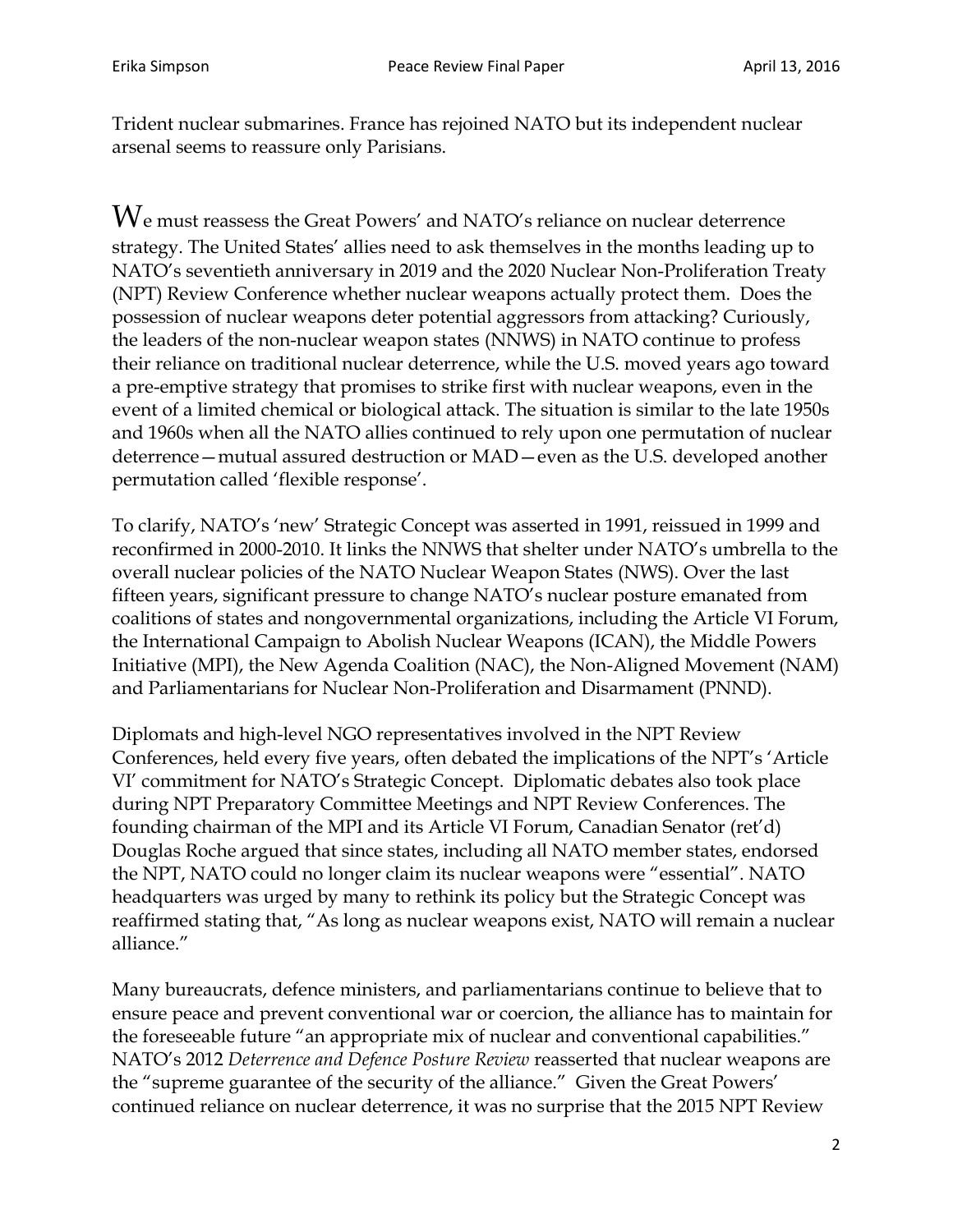Trident nuclear submarines. France has rejoined NATO but its independent nuclear arsenal seems to reassure only Parisians.

We must reassess the Great Powers' and NATO's reliance on nuclear deterrence strategy. The United States' allies need to ask themselves in the months leading up to NATO's seventieth anniversary in 2019 and the 2020 Nuclear Non-Proliferation Treaty (NPT) Review Conference whether nuclear weapons actually protect them. Does the possession of nuclear weapons deter potential aggressors from attacking? Curiously, the leaders of the non-nuclear weapon states (NNWS) in NATO continue to profess their reliance on traditional nuclear deterrence, while the U.S. moved years ago toward a pre-emptive strategy that promises to strike first with nuclear weapons, even in the event of a limited chemical or biological attack. The situation is similar to the late 1950s and 1960s when all the NATO allies continued to rely upon one permutation of nuclear deterrence—mutual assured destruction or MAD—even as the U.S. developed another permutation called 'flexible response'.

To clarify, NATO's 'new' Strategic Concept was asserted in 1991, reissued in 1999 and reconfirmed in 2000-2010. It links the NNWS that shelter under NATO's umbrella to the overall nuclear policies of the NATO Nuclear Weapon States (NWS). Over the last fifteen years, significant pressure to change NATO's nuclear posture emanated from coalitions of states and nongovernmental organizations, including the Article VI Forum, the International Campaign to Abolish Nuclear Weapons (ICAN), the Middle Powers Initiative (MPI), the New Agenda Coalition (NAC), the Non-Aligned Movement (NAM) and Parliamentarians for Nuclear Non-Proliferation and Disarmament (PNND).

Diplomats and high-level NGO representatives involved in the NPT Review Conferences, held every five years, often debated the implications of the NPT's 'Article VI' commitment for NATO's Strategic Concept. Diplomatic debates also took place during NPT Preparatory Committee Meetings and NPT Review Conferences. The founding chairman of the MPI and its Article VI Forum, Canadian Senator (ret'd) Douglas Roche argued that since states, including all NATO member states, endorsed the NPT, NATO could no longer claim its nuclear weapons were "essential". NATO headquarters was urged by many to rethink its policy but the Strategic Concept was reaffirmed stating that, "As long as nuclear weapons exist, NATO will remain a nuclear alliance."

Many bureaucrats, defence ministers, and parliamentarians continue to believe that to ensure peace and prevent conventional war or coercion, the alliance has to maintain for the foreseeable future "an appropriate mix of nuclear and conventional capabilities." NATO's 2012 *Deterrence and Defence Posture Review* reasserted that nuclear weapons are the "supreme guarantee of the security of the alliance." Given the Great Powers' continued reliance on nuclear deterrence, it was no surprise that the 2015 NPT Review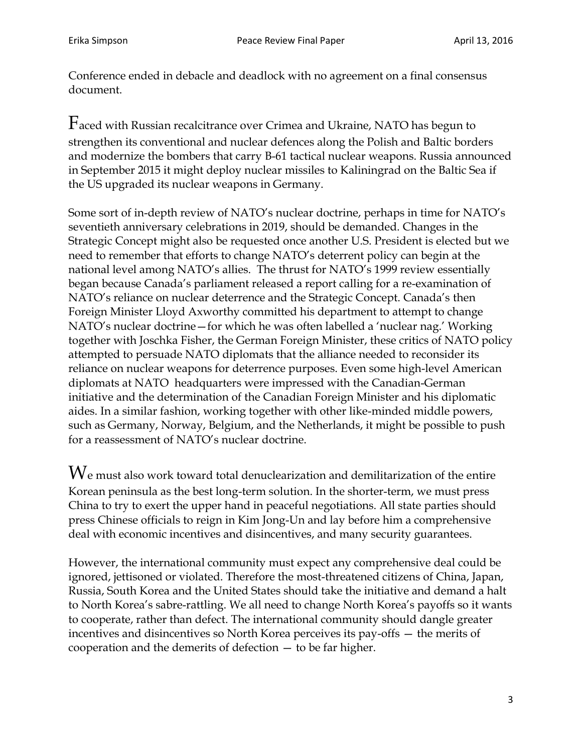Conference ended in debacle and deadlock with no agreement on a final consensus document.

Faced with Russian recalcitrance over Crimea and Ukraine, NATO has begun to strengthen its conventional and nuclear defences along the Polish and Baltic borders and modernize the bombers that carry B-61 tactical nuclear weapons. Russia announced in September 2015 it might deploy nuclear missiles to Kaliningrad on the Baltic Sea if the US upgraded its nuclear weapons in Germany.

Some sort of in-depth review of NATO's nuclear doctrine, perhaps in time for NATO's seventieth anniversary celebrations in 2019, should be demanded. Changes in the Strategic Concept might also be requested once another U.S. President is elected but we need to remember that efforts to change NATO's deterrent policy can begin at the national level among NATO's allies. The thrust for NATO's 1999 review essentially began because Canada's parliament released a report calling for a re-examination of NATO's reliance on nuclear deterrence and the Strategic Concept. Canada's then Foreign Minister Lloyd Axworthy committed his department to attempt to change NATO's nuclear doctrine—for which he was often labelled a 'nuclear nag.' Working together with Joschka Fisher, the German Foreign Minister, these critics of NATO policy attempted to persuade NATO diplomats that the alliance needed to reconsider its reliance on nuclear weapons for deterrence purposes. Even some high-level American diplomats at NATO headquarters were impressed with the Canadian-German initiative and the determination of the Canadian Foreign Minister and his diplomatic aides. In a similar fashion, working together with other like-minded middle powers, such as Germany, Norway, Belgium, and the Netherlands, it might be possible to push for a reassessment of NATO's nuclear doctrine.

We must also work toward total denuclearization and demilitarization of the entire Korean peninsula as the best long-term solution. In the shorter-term, we must press China to try to exert the upper hand in peaceful negotiations. All state parties should press Chinese officials to reign in Kim Jong-Un and lay before him a comprehensive deal with economic incentives and disincentives, and many security guarantees.

However, the international community must expect any comprehensive deal could be ignored, jettisoned or violated. Therefore the most-threatened citizens of China, Japan, Russia, South Korea and the United States should take the initiative and demand a halt to North Korea's sabre-rattling. We all need to change North Korea's payoffs so it wants to cooperate, rather than defect. The international community should dangle greater incentives and disincentives so North Korea perceives its pay-offs — the merits of cooperation and the demerits of defection — to be far higher.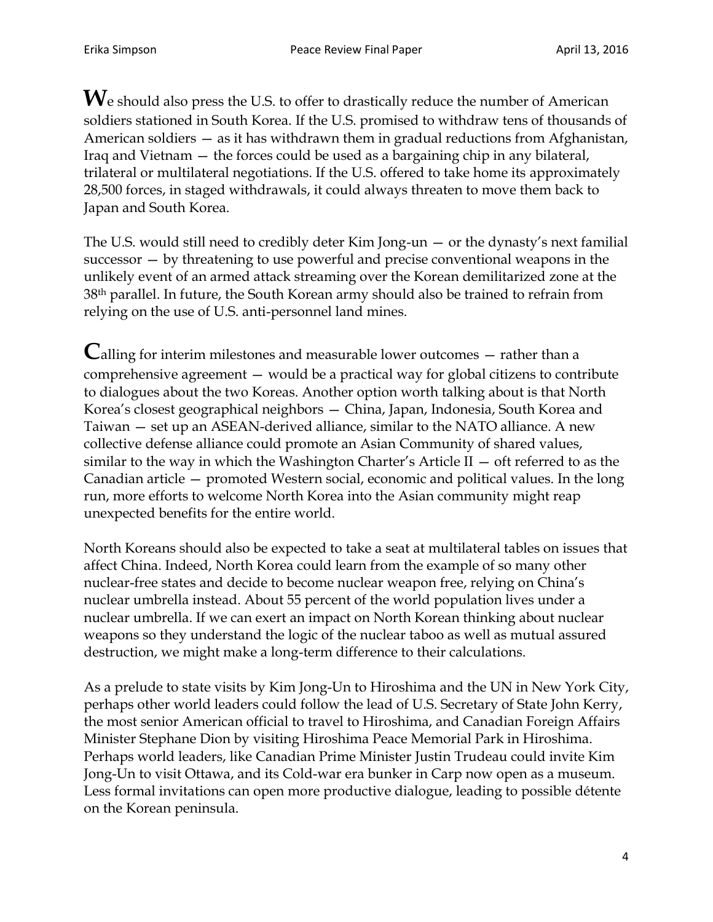We should also press the U.S. to offer to drastically reduce the number of American soldiers stationed in South Korea. If the U.S. promised to withdraw tens of thousands of American soldiers — as it has withdrawn them in gradual reductions from Afghanistan, Iraq and Vietnam — the forces could be used as a bargaining chip in any bilateral, trilateral or multilateral negotiations. If the U.S. offered to take home its approximately 28,500 forces, in staged withdrawals, it could always threaten to move them back to Japan and South Korea.

The U.S. would still need to credibly deter Kim Jong-un — or the dynasty's next familial successor — by threatening to use powerful and precise conventional weapons in the unlikely event of an armed attack streaming over the Korean demilitarized zone at the 38th parallel. In future, the South Korean army should also be trained to refrain from relying on the use of U.S. anti-personnel land mines.

Calling for interim milestones and measurable lower outcomes — rather than a comprehensive agreement — would be a practical way for global citizens to contribute to dialogues about the two Koreas. Another option worth talking about is that North Korea's closest geographical neighbors — China, Japan, Indonesia, South Korea and Taiwan — set up an ASEAN-derived alliance, similar to the NATO alliance. A new collective defense alliance could promote an Asian Community of shared values, similar to the way in which the Washington Charter's Article II — oft referred to as the Canadian article — promoted Western social, economic and political values. In the long run, more efforts to welcome North Korea into the Asian community might reap unexpected benefits for the entire world.

North Koreans should also be expected to take a seat at multilateral tables on issues that affect China. Indeed, North Korea could learn from the example of so many other nuclear-free states and decide to become nuclear weapon free, relying on China's nuclear umbrella instead. About 55 percent of the world population lives under a nuclear umbrella. If we can exert an impact on North Korean thinking about nuclear weapons so they understand the logic of the nuclear taboo as well as mutual assured destruction, we might make a long-term difference to their calculations.

As a prelude to state visits by Kim Jong-Un to Hiroshima and the UN in New York City, perhaps other world leaders could follow the lead of U.S. Secretary of State John Kerry, the most senior American official to travel to Hiroshima, and Canadian Foreign Affairs Minister Stephane Dion by visiting Hiroshima Peace Memorial Park in Hiroshima. Perhaps world leaders, like Canadian Prime Minister Justin Trudeau could invite Kim Jong-Un to visit Ottawa, and its Cold-war era bunker in Carp now open as a museum. Less formal invitations can open more productive dialogue, leading to possible détente on the Korean peninsula.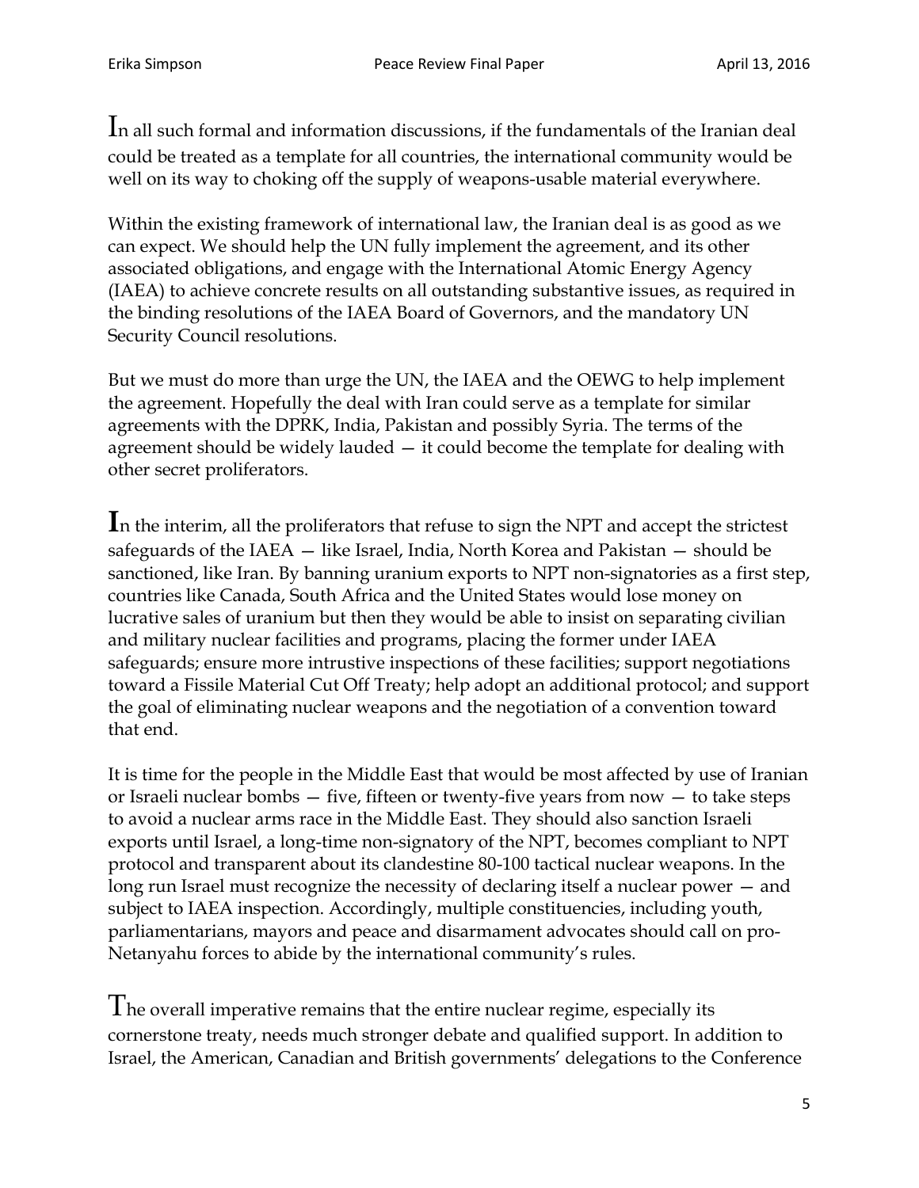In all such formal and information discussions, if the fundamentals of the Iranian deal could be treated as a template for all countries, the international community would be well on its way to choking off the supply of weapons-usable material everywhere.

Within the existing framework of international law, the Iranian deal is as good as we can expect. We should help the UN fully implement the agreement, and its other associated obligations, and engage with the International Atomic Energy Agency (IAEA) to achieve concrete results on all outstanding substantive issues, as required in the binding resolutions of the IAEA Board of Governors, and the mandatory UN Security Council resolutions.

But we must do more than urge the UN, the IAEA and the OEWG to help implement the agreement. Hopefully the deal with Iran could serve as a template for similar agreements with the DPRK, India, Pakistan and possibly Syria. The terms of the agreement should be widely lauded — it could become the template for dealing with other secret proliferators.

**I**n the interim, all the proliferators that refuse to sign the NPT and accept the strictest safeguards of the IAEA — like Israel, India, North Korea and Pakistan — should be sanctioned, like Iran. By banning uranium exports to NPT non-signatories as a first step, countries like Canada, South Africa and the United States would lose money on lucrative sales of uranium but then they would be able to insist on separating civilian and military nuclear facilities and programs, placing the former under IAEA safeguards; ensure more intrusive inspections of these facilities; support negotiations toward a Fissile Material Cut Off Treaty; help adopt an additional protocol; and support the goal of eliminating nuclear weapons and the negotiation of a convention toward that end.

It is time for the people in the Middle East that would be most affected by use of Iranian or Israeli nuclear bombs — five, fifteen or twenty-five years from now — to take steps to avoid a nuclear arms race in the Middle East. They should also sanction Israeli exports until Israel, a long-time non-signatory of the NPT, becomes compliant to NPT protocol and transparent about its clandestine 80-100 tactical nuclear weapons. In the long run Israel must recognize the necessity of declaring itself a nuclear power — and subject to IAEA inspection. Accordingly, multiple constituencies, including youth, parliamentarians, mayors and peace and disarmament advocates should call on pro-Netanyahu forces to abide by the international community's rules.

The overall imperative remains that the entire nuclear regime, especially its cornerstone treaty, needs much stronger debate and qualified support. In addition to Israel, the American, Canadian and British governments' delegations to the Conference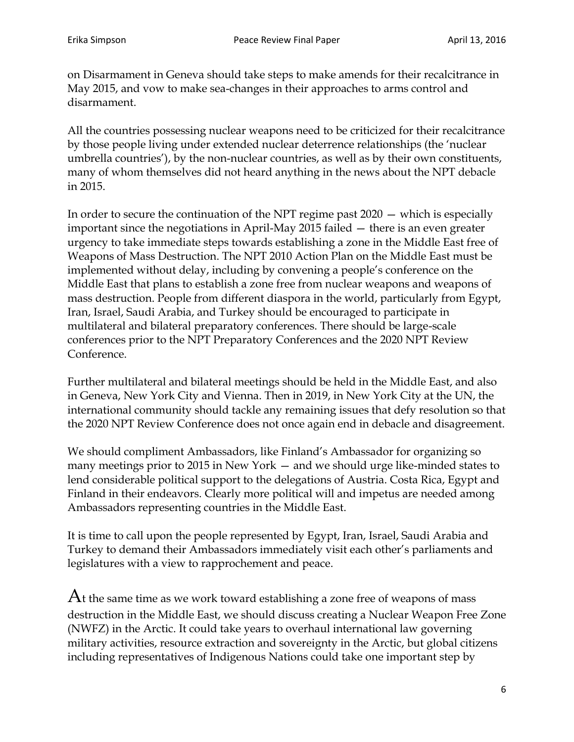on Disarmament in Geneva should take steps to make amends for their recalcitrance in May 2015, and vow to make sea-changes in their approaches to arms control and disarmament.

All the countries possessing nuclear weapons need to be criticized for their recalcitrance by those people living under extended nuclear deterrence relationships (the 'nuclear umbrella countries'), by the non-nuclear countries, as well as by their own constituents, many of whom themselves did not heard anything in the news about the NPT debacle in 2015.

In order to secure the continuation of the NPT regime past 2020 — which is especially important since the negotiations in April-May 2015 failed — there is an even greater urgency to take immediate steps towards establishing a zone in the Middle East free of Weapons of Mass Destruction. The NPT 2010 Action Plan on the Middle East must be implemented without delay, including by convening a people's conference on the Middle East that plans to establish a zone free from nuclear weapons and weapons of mass destruction. People from different diaspora in the world, particularly from Egypt, Iran, Israel, Saudi Arabia, and Turkey should be encouraged to participate in multilateral and bilateral preparatory conferences. There should be large-scale conferences prior to the NPT Preparatory Conferences and the 2020 NPT Review Conference.

Further multilateral and bilateral meetings should be held in the Middle East, and also in Geneva, New York City and Vienna. Then in 2019, in New York City at the UN, the international community should tackle any remaining issues that defy resolution so that the 2020 NPT Review Conference does not once again end in debacle and disagreement.

We should compliment Ambassadors, like Finland's Ambassador for organizing so many meetings prior to 2015 in New York — and we should urge like-minded states to lend considerable political support to the delegations of Austria. Costa Rica, Egypt and Finland in their endeavors. Clearly more political will and impetus are needed among Ambassadors representing countries in the Middle East.

It is time to call upon the people represented by Egypt, Iran, Israel, Saudi Arabia and Turkey to demand their Ambassadors immediately visit each other's parliaments and legislatures with a view to rapprochement and peace.

At the same time as we work toward establishing a zone free of weapons of mass destruction in the Middle East, we should discuss creating a Nuclear Weapon Free Zone (NWFZ) in the Arctic. It could take years to overhaul international law governing military activities, resource extraction and sovereignty in the Arctic, but global citizens including representatives of Indigenous Nations could take one important step by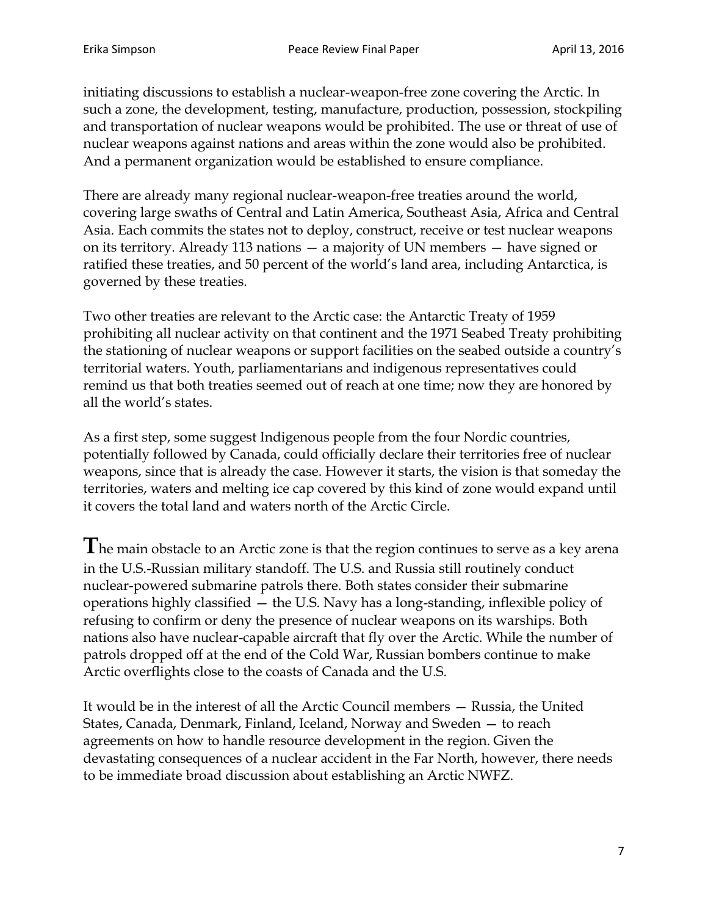initiating discussions to establish a nuclear-weapon-free zone covering the Arctic. In such a zone, the development, testing, manufacture, production, possession, stockpiling and transportation of nuclear weapons would be prohibited. The use or threat of use of nuclear weapons against nations and areas within the zone would also be prohibited. And a permanent organization would be established to ensure compliance.

There are already many regional nuclear-weapon-free treaties around the world, covering large swaths of Central and Latin America, Southeast Asia, Africa and Central Asia. Each commits the states not to deploy, construct, receive or test nuclear weapons on its territory. Already 113 nations — a majority of UN members — have signed or ratified these treaties, and 50 percent of the world's land area, including Antarctica, is governed by these treaties.

Two other treaties are relevant to the Arctic case: the Antarctic Treaty of 1959 prohibiting all nuclear activity on that continent and the 1971 Seabed Treaty prohibiting the stationing of nuclear weapons or support facilities on the seabed outside a country's territorial waters. Youth, parliamentarians and indigenous representatives could remind us that both treaties seemed out of reach at one time; now they are honored by all the world's states.

As a first step, some suggest Indigenous people from the four Nordic countries, potentially followed by Canada, could officially declare their territories free of nuclear weapons, since that is already the case. However it starts, the vision is that someday the territories, waters and melting ice cap covered by this kind of zone would expand until it covers the total land and waters north of the Arctic Circle.

**T**he main obstacle to an Arctic zone is that the region continues to serve as a key arena in the U.S.-Russian military standoff. The U.S. and Russia still routinely conduct nuclear-powered submarine patrols there. Both states consider their submarine operations highly classified — the U.S. Navy has a long-standing, inflexible policy of refusing to confirm or deny the presence of nuclear weapons on its warships. Both nations also have nuclear-capable aircraft that fly over the Arctic. While the number of patrols dropped off at the end of the Cold War, Russian bombers continue to make Arctic overflights close to the coasts of Canada and the U.S.

It would be in the interest of all the Arctic Council members — Russia, the United States, Canada, Denmark, Finland, Iceland, Norway and Sweden — to reach agreements on how to handle resource development in the region. Given the devastating consequences of a nuclear accident in the Far North, however, there needs to be immediate broad discussion about establishing an Arctic NWFZ.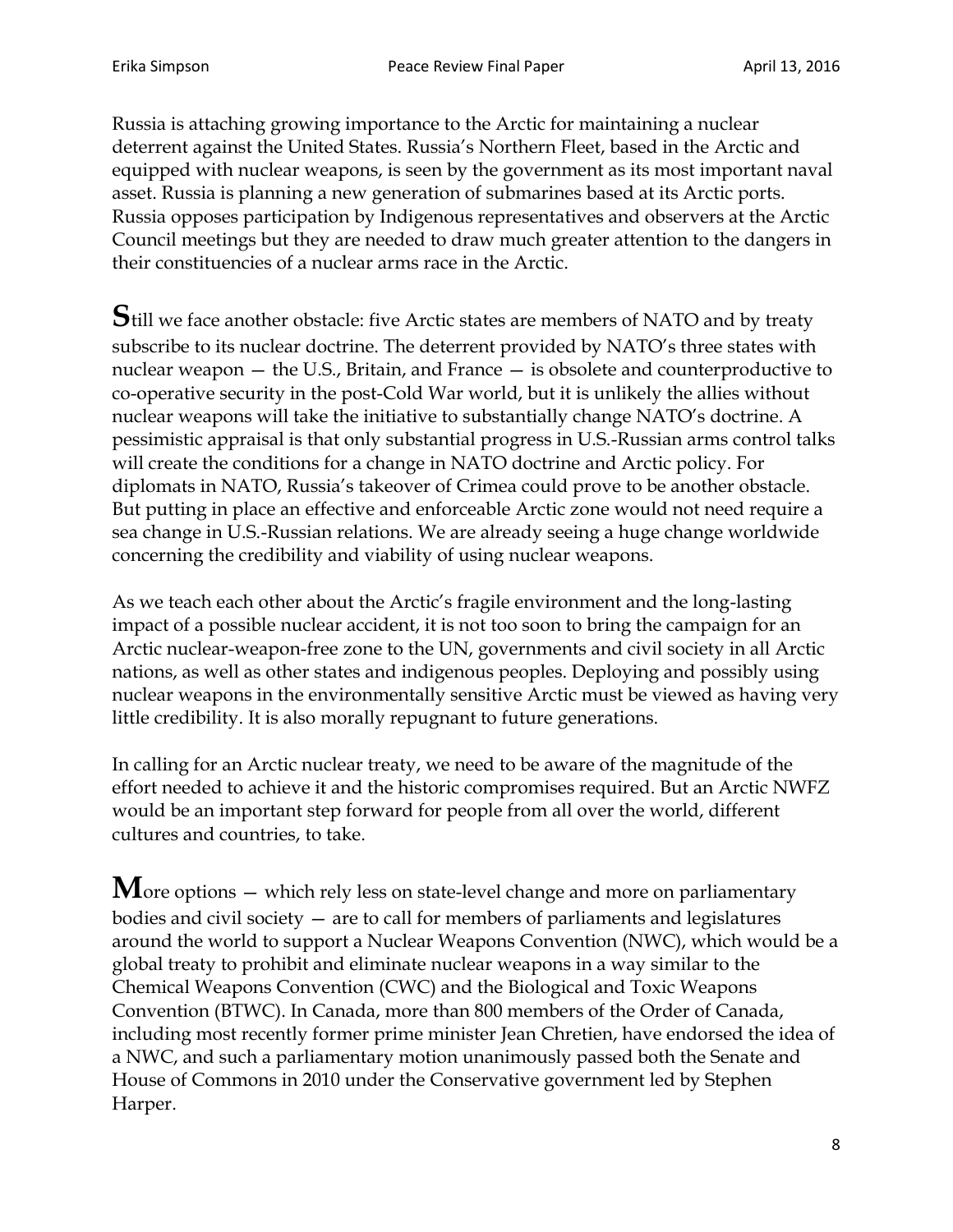Russia is attaching growing importance to the Arctic for maintaining a nuclear deterrent against the United States. Russia's Northern Fleet, based in the Arctic and equipped with nuclear weapons, is seen by the government as its most important naval asset. Russia is planning a new generation of submarines based at its Arctic ports. Russia opposes participation by Indigenous representatives and observers at the Arctic Council meetings but they are needed to draw much greater attention to the dangers in their constituencies of a nuclear arms race in the Arctic.

**S**till we face another obstacle: five Arctic states are members of NATO and by treaty subscribe to its nuclear doctrine. The deterrent provided by NATO's three states with nuclear weapon — the U.S., Britain, and France — is obsolete and counterproductive to co-operative security in the post-Cold War world, but it is unlikely the allies without nuclear weapons will take the initiative to substantially change NATO's doctrine. A pessimistic appraisal is that only substantial progress in U.S.-Russian arms control talks will create the conditions for a change in NATO doctrine and Arctic policy. For diplomats in NATO, Russia's takeover of Crimea could prove to be another obstacle. But putting in place an effective and enforceable Arctic zone would not need require a sea change in U.S.-Russian relations. We are already seeing a huge change worldwide concerning the credibility and viability of using nuclear weapons.

As we teach each other about the Arctic's fragile environment and the long-lasting impact of a possible nuclear accident, it is not too soon to bring the campaign for an Arctic nuclear-weapon-free zone to the UN, governments and civil society in all Arctic nations, as well as other states and indigenous peoples. Deploying and possibly using nuclear weapons in the environmentally sensitive Arctic must be viewed as having very little credibility. It is also morally repugnant to future generations.

In calling for an Arctic nuclear treaty, we need to be aware of the magnitude of the effort needed to achieve it and the historic compromises required. But an Arctic NWFZ would be an important step forward for people from all over the world, different cultures and countries, to take.

**M**ore options — which rely less on state-level change and more on parliamentary bodies and civil society — are to call for members of parliaments and legislatures around the world to support a Nuclear Weapons Convention (NWC), which would be a global treaty to prohibit and eliminate nuclear weapons in a way similar to the Chemical Weapons Convention (CWC) and the Biological and Toxic Weapons Convention (BTWC). In Canada, more than 800 members of the Order of Canada, including most recently former prime minister Jean Chretien, have endorsed the idea of a NWC, and such a parliamentary motion unanimously passed both the Senate and House of Commons in 2010 under the Conservative government led by Stephen Harper.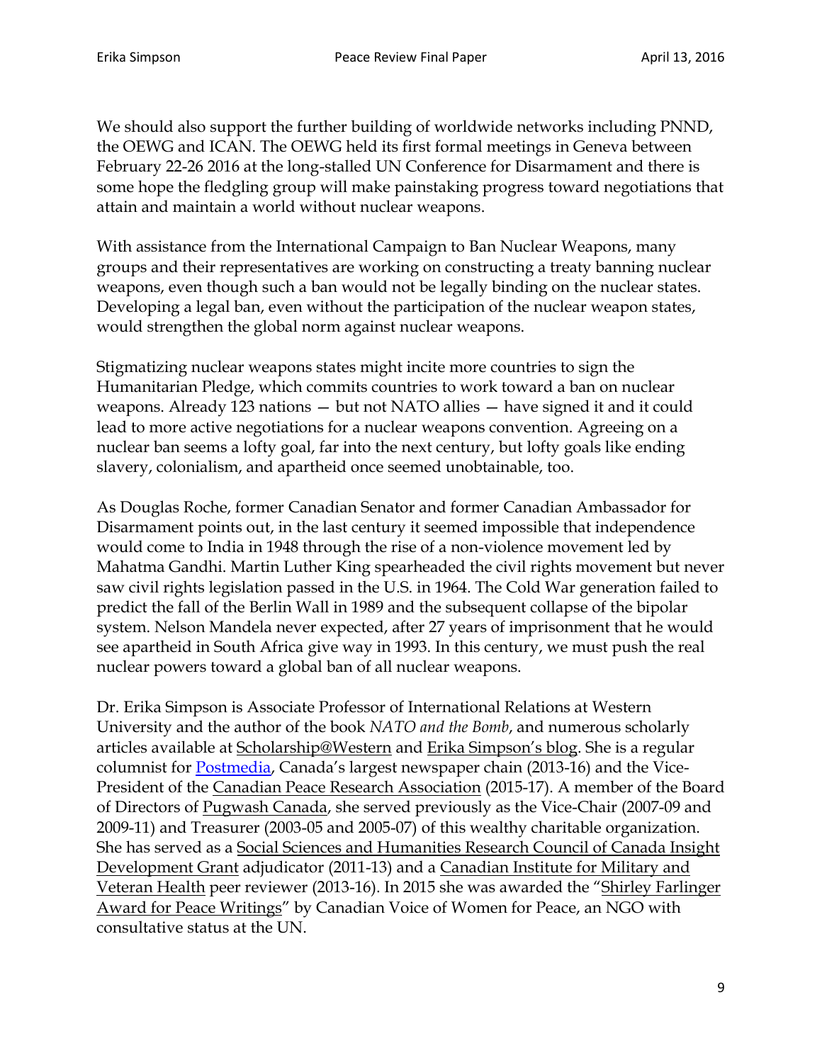We should also support the further building of worldwide networks including PNND, the OEWG and ICAN. The OEWG held its first formal meetings in Geneva between February 22-26 2016 at the long-stalled UN Conference for Disarmament and there is some hope the fledgling group will make painstaking progress toward negotiations that attain and maintain a world without nuclear weapons.

With assistance from the International Campaign to Ban Nuclear Weapons, many groups and their representatives are working on constructing a treaty banning nuclear weapons, even though such a ban would not be legally binding on the nuclear states. Developing a legal ban, even without the participation of the nuclear weapon states, would strengthen the global norm against nuclear weapons.

Stigmatizing nuclear weapons states might incite more countries to sign the Humanitarian Pledge, which commits countries to work toward a ban on nuclear weapons. Already 123 nations — but not NATO allies — have signed it and it could lead to more active negotiations for a nuclear weapons convention. Agreeing on a nuclear ban seems a lofty goal, far into the next century, but lofty goals like ending slavery, colonialism, and apartheid once seemed unobtainable, too.

As Douglas Roche, former Canadian Senator and former Canadian Ambassador for Disarmament points out, in the last century it seemed impossible that independence would come to India in 1948 through the rise of a non-violence movement led by Mahatma Gandhi. Martin Luther King spearheaded the civil rights movement but never saw civil rights legislation passed in the U.S. in 1964. The Cold War generation failed to predict the fall of the Berlin Wall in 1989 and the subsequent collapse of the bipolar system. Nelson Mandela never expected, after 27 years of imprisonment that he would see apartheid in South Africa give way in 1993. In this century, we must push the real nuclear powers toward a global ban of all nuclear weapons.

Dr. Erika Simpson is Associate Professor of International Relations at Western University and the author of the book *NATO and the Bomb*, and numerous scholarly articles available at Scholarship@Western and Erika Simpson's blog. She is a regular columnist for Postmedia, Canada's largest newspaper chain (2013-16) and the Vice-President of the Canadian Peace Research Association (2015-17). A member of the Board of Directors of Pugwash Canada, she served previously as the Vice-Chair (2007-09 and 2009-11) and Treasurer (2003-05 and 2005-07) of this wealthy charitable organization. She has served as a Social Sciences and Humanities Research Council of Canada Insight Development Grant adjudicator (2011-13) and a Canadian Institute for Military and Veteran Health peer reviewer (2013-16). In 2015 she was awarded the "Shirley Farlinger Award for Peace Writings" by Canadian Voice of Women for Peace, an NGO with consultative status at the UN.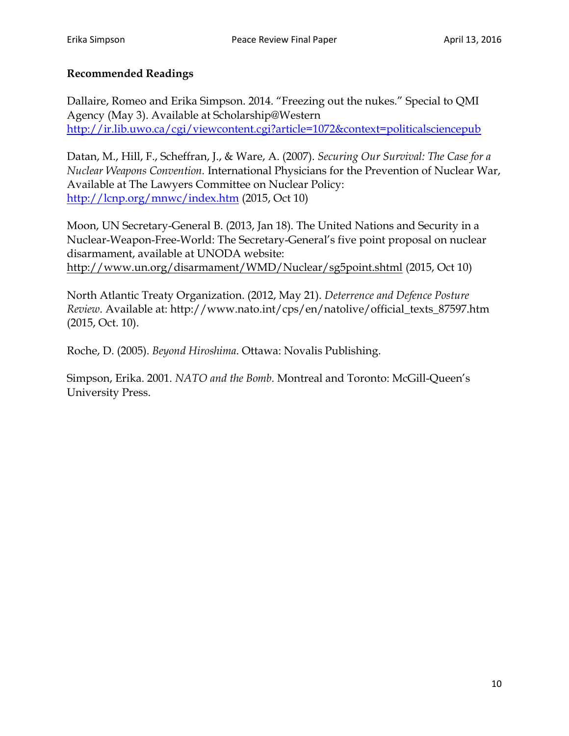**Recommended Readings**

Dallaire, Romeo and Erika Simpson. 2014. "Freezing out the nukes." Special to QMI Agency (May 3). Available at Scholarship@Western http://ir.lib.uwo.ca/cgi/viewcontent.cgi?article=1072&context=politicalsciencepub

Datan, M., Hill, F., Scheffran, J., & Ware, A. (2007). *Securing Our Survival: The Case for a Nuclear Weapons Convention.* International Physicians for the Prevention of Nuclear War, Available at The Lawyers Committee on Nuclear Policy: http://lcnp.org/mnwc/index.htm (2015, Oct 10)

Moon, UN Secretary-General B. (2013, Jan 18). The United Nations and Security in a Nuclear-Weapon-Free-World: The Secretary-General's five point proposal on nuclear disarmament, available at UNODA website: http://www.un.org/disarmament/WMD/Nuclear/sg5point.shtml (2015, Oct 10)

North Atlantic Treaty Organization. (2012, May 21). *Deterrence and Defence Posture Review*. Available at: http://www.nato.int/cps/en/natolive/official_texts_87597.htm (2015, Oct. 10).

Roche, D. (2005). *Beyond Hiroshima*. Ottawa: Novalis Publishing.

Simpson, Erika. 2001. *NATO and the Bomb*. Montreal and Toronto: McGill-Queen's University Press.